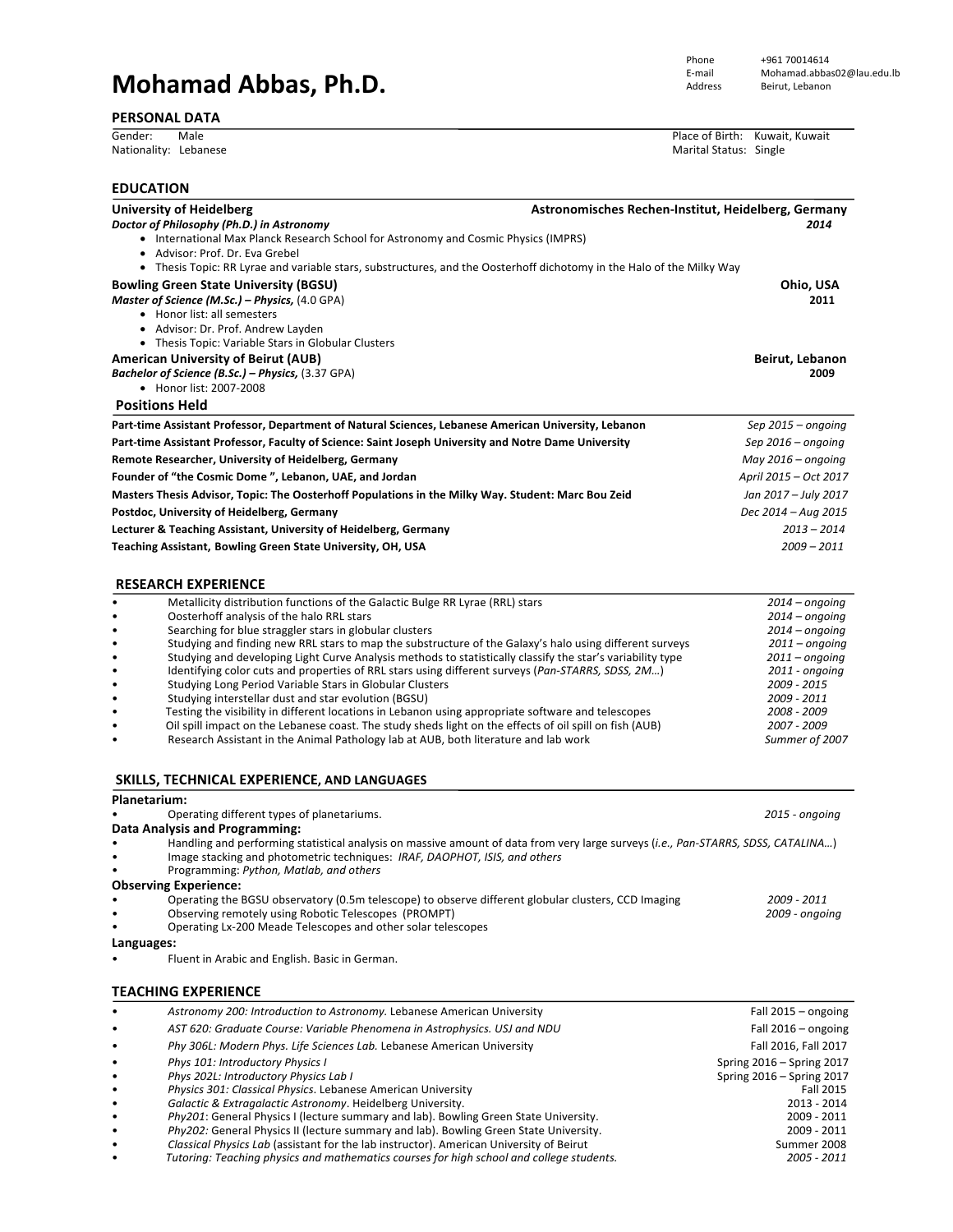# Mohamad Abbas, Ph.D.

Phone: +961 70014614
E-mail: Mohamad.abbas02@lau.edu.lb
Address: Beirut, Lebanon

## PERSONAL DATA

Gender: Male
Nationality: Lebanese
Place of Birth: Kuwait, Kuwait
Marital Status: Single

## EDUCATION

**University of Heidelberg** — **Astronomisches Rechen-Institut, Heidelberg, Germany**
***Doctor of Philosophy (Ph.D.) in Astronomy*** — ***2014***

- International Max Planck Research School for Astronomy and Cosmic Physics (IMPRS)
- Advisor: Prof. Dr. Eva Grebel
- Thesis Topic: RR Lyrae and variable stars, substructures, and the Oosterhoff dichotomy in the Halo of the Milky Way

**Bowling Green State University (BGSU)** — **Ohio, USA**
***Master of Science (M.Sc.) – Physics,*** (4.0 GPA) — **2011**

- Honor list: all semesters
- Advisor: Dr. Prof. Andrew Layden
- Thesis Topic: Variable Stars in Globular Clusters

**American University of Beirut (AUB)** — **Beirut, Lebanon**
***Bachelor of Science (B.Sc.) – Physics,*** (3.37 GPA) — **2009**

- Honor list: 2007-2008

## Positions Held

| Position | Dates |
|---|---|
| **Part-time Assistant Professor, Department of Natural Sciences, Lebanese American University, Lebanon** | *Sep 2015 – ongoing* |
| **Part-time Assistant Professor, Faculty of Science: Saint Joseph University and Notre Dame University** | *Sep 2016 – ongoing* |
| **Remote Researcher, University of Heidelberg, Germany** | *May 2016 – ongoing* |
| **Founder of "the Cosmic Dome ", Lebanon, UAE, and Jordan** | *April 2015 – Oct 2017* |
| **Masters Thesis Advisor, Topic: The Oosterhoff Populations in the Milky Way. Student: Marc Bou Zeid** | *Jan 2017 – July 2017* |
| **Postdoc, University of Heidelberg, Germany** | *Dec 2014 – Aug 2015* |
| **Lecturer & Teaching Assistant, University of Heidelberg, Germany** | *2013 – 2014* |
| **Teaching Assistant, Bowling Green State University, OH, USA** | *2009 – 2011* |

## RESEARCH EXPERIENCE

- Metallicity distribution functions of the Galactic Bulge RR Lyrae (RRL) stars — *2014 – ongoing*
- Oosterhoff analysis of the halo RRL stars — *2014 – ongoing*
- Searching for blue straggler stars in globular clusters — *2014 – ongoing*
- Studying and finding new RRL stars to map the substructure of the Galaxy's halo using different surveys — *2011 – ongoing*
- Studying and developing Light Curve Analysis methods to statistically classify the star's variability type — *2011 – ongoing*
- Identifying color cuts and properties of RRL stars using different surveys (*Pan-STARRS, SDSS, 2M…*) — *2011 - ongoing*
- Studying Long Period Variable Stars in Globular Clusters — *2009 - 2015*
- Studying interstellar dust and star evolution (BGSU) — *2009 - 2011*
- Testing the visibility in different locations in Lebanon using appropriate software and telescopes — *2008 - 2009*
- Oil spill impact on the Lebanese coast. The study sheds light on the effects of oil spill on fish (AUB) — *2007 - 2009*
- Research Assistant in the Animal Pathology lab at AUB, both literature and lab work — *Summer of 2007*

## SKILLS, TECHNICAL EXPERIENCE, AND LANGUAGES

**Planetarium:**

- Operating different types of planetariums. — *2015 - ongoing*

**Data Analysis and Programming:**

- Handling and performing statistical analysis on massive amount of data from very large surveys (*i.e., Pan-STARRS, SDSS, CATALINA…*)
- Image stacking and photometric techniques: *IRAF, DAOPHOT, ISIS, and others*
- Programming: *Python, Matlab, and others*

**Observing Experience:**

- Operating the BGSU observatory (0.5m telescope) to observe different globular clusters, CCD Imaging — *2009 - 2011*
- Observing remotely using Robotic Telescopes (PROMPT) — *2009 - ongoing*
- Operating Lx-200 Meade Telescopes and other solar telescopes

**Languages:**

- Fluent in Arabic and English. Basic in German.

## TEACHING EXPERIENCE

- *Astronomy 200: Introduction to Astronomy.* Lebanese American University — Fall 2015 – ongoing
- *AST 620: Graduate Course: Variable Phenomena in Astrophysics. USJ and NDU* — Fall 2016 – ongoing
- *Phy 306L: Modern Phys. Life Sciences Lab.* Lebanese American University — Fall 2016, Fall 2017
- *Phys 101: Introductory Physics I* — Spring 2016 – Spring 2017
- *Phys 202L: Introductory Physics Lab I* — Spring 2016 – Spring 2017
- *Physics 301: Classical Physics*. Lebanese American University — Fall 2015
- *Galactic & Extragalactic Astronomy*. Heidelberg University. — 2013 - 2014
- *Phy201*: General Physics I (lecture summary and lab). Bowling Green State University. — 2009 - 2011
- *Phy202:* General Physics II (lecture summary and lab). Bowling Green State University. — 2009 - 2011
- *Classical Physics Lab* (assistant for the lab instructor). American University of Beirut — Summer 2008
- *Tutoring: Teaching physics and mathematics courses for high school and college students.* — *2005 - 2011*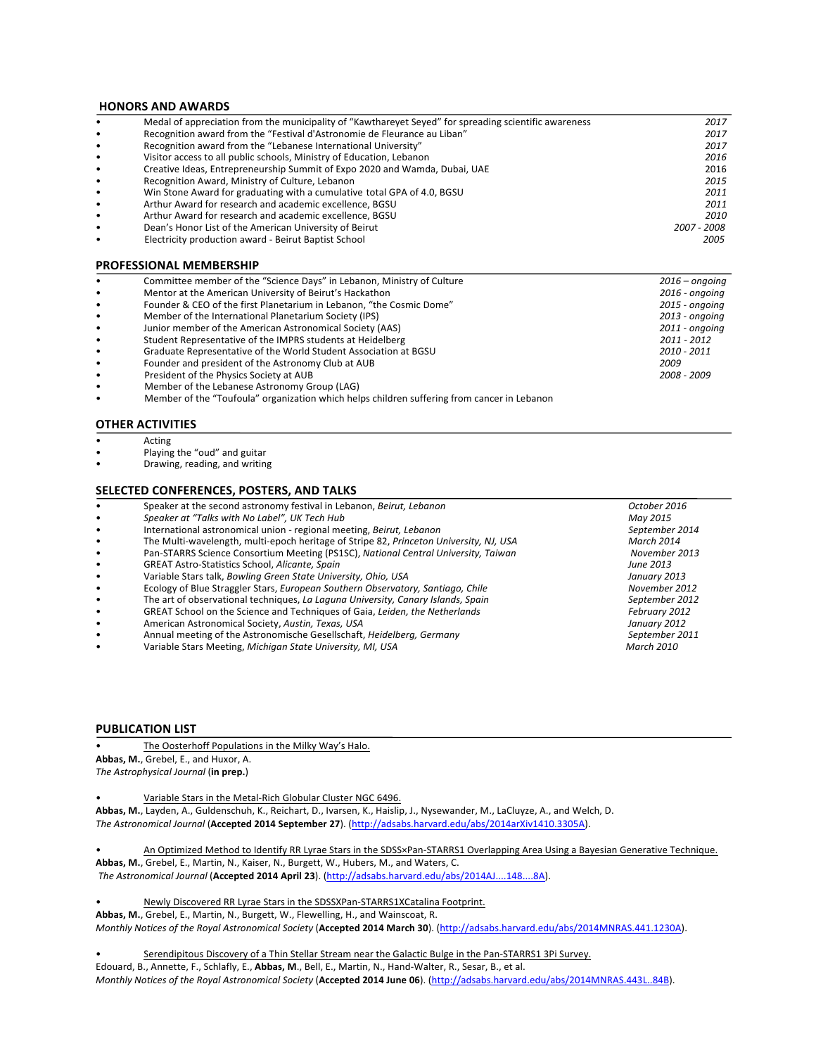## HONORS AND AWARDS

- Medal of appreciation from the municipality of "Kawthareyet Seyed" for spreading scientific awareness — *2017*
- Recognition award from the "Festival d'Astronomie de Fleurance au Liban" — *2017*
- Recognition award from the "Lebanese International University" — *2017*
- Visitor access to all public schools, Ministry of Education, Lebanon — *2016*
- Creative Ideas, Entrepreneurship Summit of Expo 2020 and Wamda, Dubai, UAE — 2016
- Recognition Award, Ministry of Culture, Lebanon — *2015*
- Win Stone Award for graduating with a cumulative total GPA of 4.0, BGSU — *2011*
- Arthur Award for research and academic excellence, BGSU — *2011*
- Arthur Award for research and academic excellence, BGSU — *2010*
- Dean's Honor List of the American University of Beirut — *2007 - 2008*
- Electricity production award - Beirut Baptist School — *2005*

## PROFESSIONAL MEMBERSHIP

- Committee member of the "Science Days" in Lebanon, Ministry of Culture — *2016 – ongoing*
- Mentor at the American University of Beirut's Hackathon — *2016 - ongoing*
- Founder & CEO of the first Planetarium in Lebanon, "the Cosmic Dome" — *2015 - ongoing*
- Member of the International Planetarium Society (IPS) — *2013 - ongoing*
- Junior member of the American Astronomical Society (AAS) — *2011 - ongoing*
- Student Representative of the IMPRS students at Heidelberg — *2011 - 2012*
- Graduate Representative of the World Student Association at BGSU — *2010 - 2011*
- Founder and president of the Astronomy Club at AUB — *2009*
- President of the Physics Society at AUB — *2008 - 2009*
- Member of the Lebanese Astronomy Group (LAG)
- Member of the "Toufoula" organization which helps children suffering from cancer in Lebanon

## OTHER ACTIVITIES

- Acting
- Playing the "oud" and guitar
- Drawing, reading, and writing

## SELECTED CONFERENCES, POSTERS, AND TALKS

- Speaker at the second astronomy festival in Lebanon, *Beirut, Lebanon* — *October 2016*
- *Speaker at "Talks with No Label", UK Tech Hub* — *May 2015*
- International astronomical union - regional meeting, *Beirut, Lebanon* — *September 2014*
- The Multi-wavelength, multi-epoch heritage of Stripe 82, *Princeton University, NJ, USA* — *March 2014*
- Pan-STARRS Science Consortium Meeting (PS1SC), *National Central University, Taiwan* — *November 2013*
- GREAT Astro-Statistics School, *Alicante, Spain* — *June 2013*
- Variable Stars talk, *Bowling Green State University, Ohio, USA* — *January 2013*
- Ecology of Blue Straggler Stars, *European Southern Observatory, Santiago, Chile* — *November 2012*
- The art of observational techniques, *La Laguna University, Canary Islands, Spain* — *September 2012*
- GREAT School on the Science and Techniques of Gaia, *Leiden, the Netherlands* — *February 2012*
- American Astronomical Society, *Austin, Texas, USA* — *January 2012*
- Annual meeting of the Astronomische Gesellschaft, *Heidelberg, Germany* — *September 2011*
- Variable Stars Meeting, *Michigan State University, MI, USA* — *March 2010*

## PUBLICATION LIST

- The Oosterhoff Populations in the Milky Way's Halo.
  **Abbas, M.**, Grebel, E., and Huxor, A.
  *The Astrophysical Journal* (**in prep.**)

- Variable Stars in the Metal-Rich Globular Cluster NGC 6496.
  **Abbas, M.**, Layden, A., Guldenschuh, K., Reichart, D., Ivarsen, K., Haislip, J., Nysewander, M., LaCluyze, A., and Welch, D.
  *The Astronomical Journal* (**Accepted 2014 September 27**). (http://adsabs.harvard.edu/abs/2014arXiv1410.3305A).

- An Optimized Method to Identify RR Lyrae Stars in the SDSS×Pan-STARRS1 Overlapping Area Using a Bayesian Generative Technique.
  **Abbas, M.**, Grebel, E., Martin, N., Kaiser, N., Burgett, W., Hubers, M., and Waters, C.
  *The Astronomical Journal* (**Accepted 2014 April 23**). (http://adsabs.harvard.edu/abs/2014AJ....148....8A).

- Newly Discovered RR Lyrae Stars in the SDSSXPan-STARRS1XCatalina Footprint.
  **Abbas, M.**, Grebel, E., Martin, N., Burgett, W., Flewelling, H., and Wainscoat, R.
  *Monthly Notices of the Royal Astronomical Society* (**Accepted 2014 March 30**). (http://adsabs.harvard.edu/abs/2014MNRAS.441.1230A).

- Serendipitous Discovery of a Thin Stellar Stream near the Galactic Bulge in the Pan-STARRS1 3Pi Survey.
  Edouard, B., Annette, F., Schlafly, E., **Abbas, M**., Bell, E., Martin, N., Hand-Walter, R., Sesar, B., et al.
  *Monthly Notices of the Royal Astronomical Society* (**Accepted 2014 June 06**). (http://adsabs.harvard.edu/abs/2014MNRAS.443L..84B).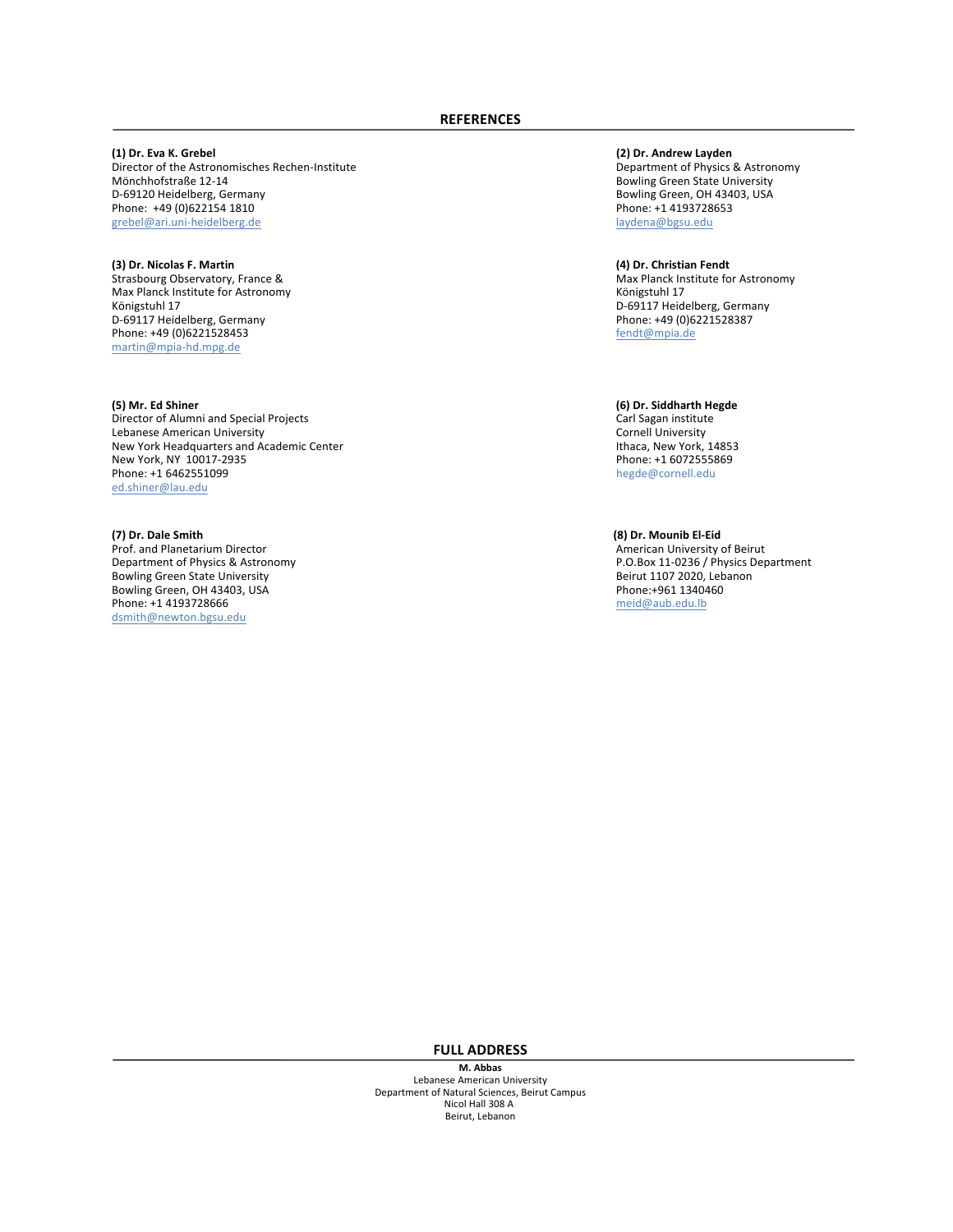## REFERENCES

**(1) Dr. Eva K. Grebel**
Director of the Astronomisches Rechen-Institute
Mönchhofstraße 12-14
D-69120 Heidelberg, Germany
Phone: +49 (0)622154 1810
grebel@ari.uni-heidelberg.de

**(2) Dr. Andrew Layden**
Department of Physics & Astronomy
Bowling Green State University
Bowling Green, OH 43403, USA
Phone: +1 4193728653
laydena@bgsu.edu

**(3) Dr. Nicolas F. Martin**
Strasbourg Observatory, France &
Max Planck Institute for Astronomy
Königstuhl 17
D-69117 Heidelberg, Germany
Phone: +49 (0)6221528453
martin@mpia-hd.mpg.de

**(4) Dr. Christian Fendt**
Max Planck Institute for Astronomy
Königstuhl 17
D-69117 Heidelberg, Germany
Phone: +49 (0)6221528387
fendt@mpia.de

**(5) Mr. Ed Shiner**
Director of Alumni and Special Projects
Lebanese American University
New York Headquarters and Academic Center
New York, NY 10017-2935
Phone: +1 6462551099
ed.shiner@lau.edu

**(6) Dr. Siddharth Hegde**
Carl Sagan institute
Cornell University
Ithaca, New York, 14853
Phone: +1 6072555869
hegde@cornell.edu

**(7) Dr. Dale Smith**
Prof. and Planetarium Director
Department of Physics & Astronomy
Bowling Green State University
Bowling Green, OH 43403, USA
Phone: +1 4193728666
dsmith@newton.bgsu.edu

**(8) Dr. Mounib El-Eid**
American University of Beirut
P.O.Box 11-0236 / Physics Department
Beirut 1107 2020, Lebanon
Phone:+961 1340460
meid@aub.edu.lb

## FULL ADDRESS

**M. Abbas**
Lebanese American University
Department of Natural Sciences, Beirut Campus
Nicol Hall 308 A
Beirut, Lebanon